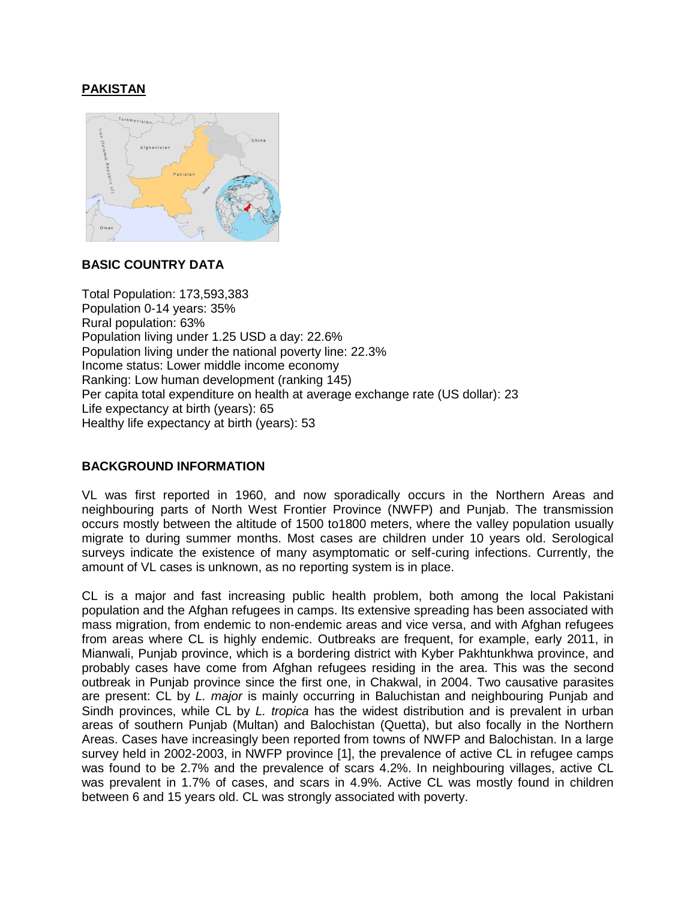# PAKISTAN

## BASIC COUNTRY DATA

Total Population: 173,593,383
Population 0-14 years: 35%
Rural population: 63%
Population living under 1.25 USD a day: 22.6%
Population living under the national poverty line: 22.3%
Income status: Lower middle income economy
Ranking: Low human development (ranking 145)
Per capita total expenditure on health at average exchange rate (US dollar): 23
Life expectancy at birth (years): 65
Healthy life expectancy at birth (years): 53

## BACKGROUND INFORMATION

VL was first reported in 1960, and now sporadically occurs in the Northern Areas and neighbouring parts of North West Frontier Province (NWFP) and Punjab. The transmission occurs mostly between the altitude of 1500 to1800 meters, where the valley population usually migrate to during summer months. Most cases are children under 10 years old. Serological surveys indicate the existence of many asymptomatic or self-curing infections. Currently, the amount of VL cases is unknown, as no reporting system is in place.

CL is a major and fast increasing public health problem, both among the local Pakistani population and the Afghan refugees in camps. Its extensive spreading has been associated with mass migration, from endemic to non-endemic areas and vice versa, and with Afghan refugees from areas where CL is highly endemic. Outbreaks are frequent, for example, early 2011, in Mianwali, Punjab province, which is a bordering district with Kyber Pakhtunkhwa province, and probably cases have come from Afghan refugees residing in the area. This was the second outbreak in Punjab province since the first one, in Chakwal, in 2004. Two causative parasites are present: CL by *L. major* is mainly occurring in Baluchistan and neighbouring Punjab and Sindh provinces, while CL by *L. tropica* has the widest distribution and is prevalent in urban areas of southern Punjab (Multan) and Balochistan (Quetta), but also focally in the Northern Areas. Cases have increasingly been reported from towns of NWFP and Balochistan. In a large survey held in 2002-2003, in NWFP province [1], the prevalence of active CL in refugee camps was found to be 2.7% and the prevalence of scars 4.2%. In neighbouring villages, active CL was prevalent in 1.7% of cases, and scars in 4.9%. Active CL was mostly found in children between 6 and 15 years old. CL was strongly associated with poverty.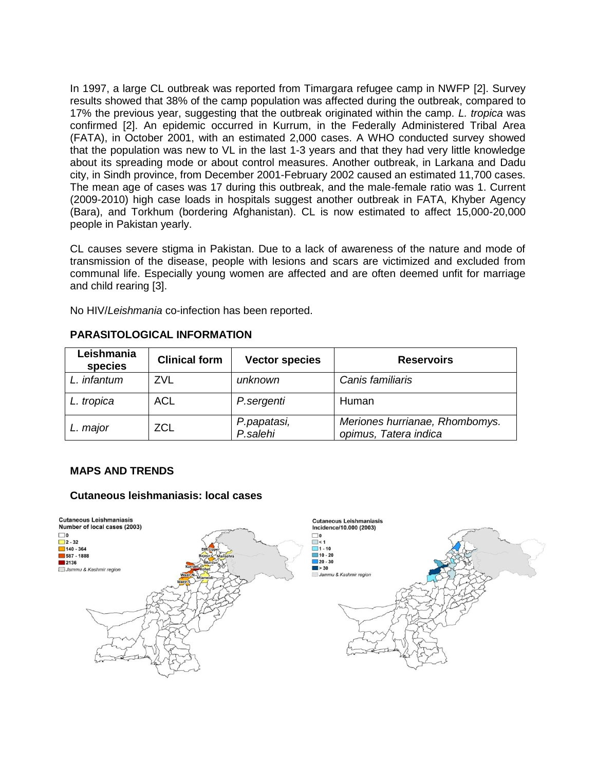In 1997, a large CL outbreak was reported from Timargara refugee camp in NWFP [2]. Survey results showed that 38% of the camp population was affected during the outbreak, compared to 17% the previous year, suggesting that the outbreak originated within the camp. *L. tropica* was confirmed [2]. An epidemic occurred in Kurrum, in the Federally Administered Tribal Area (FATA), in October 2001, with an estimated 2,000 cases. A WHO conducted survey showed that the population was new to VL in the last 1-3 years and that they had very little knowledge about its spreading mode or about control measures. Another outbreak, in Larkana and Dadu city, in Sindh province, from December 2001-February 2002 caused an estimated 11,700 cases. The mean age of cases was 17 during this outbreak, and the male-female ratio was 1. Current (2009-2010) high case loads in hospitals suggest another outbreak in FATA, Khyber Agency (Bara), and Torkhum (bordering Afghanistan). CL is now estimated to affect 15,000-20,000 people in Pakistan yearly.

CL causes severe stigma in Pakistan. Due to a lack of awareness of the nature and mode of transmission of the disease, people with lesions and scars are victimized and excluded from communal life. Especially young women are affected and are often deemed unfit for marriage and child rearing [3].

No HIV/*Leishmania* co-infection has been reported.

## PARASITOLOGICAL INFORMATION

| Leishmania species | Clinical form | Vector species | Reservoirs |
|---|---|---|---|
| *L. infantum* | ZVL | *unknown* | *Canis familiaris* |
| *L. tropica* | ACL | *P.sergenti* | Human |
| *L. major* | ZCL | *P.papatasi, P.salehi* | *Meriones hurrianae, Rhombomys. opimus, Tatera indica* |

## MAPS AND TRENDS

### Cutaneous leishmaniasis: local cases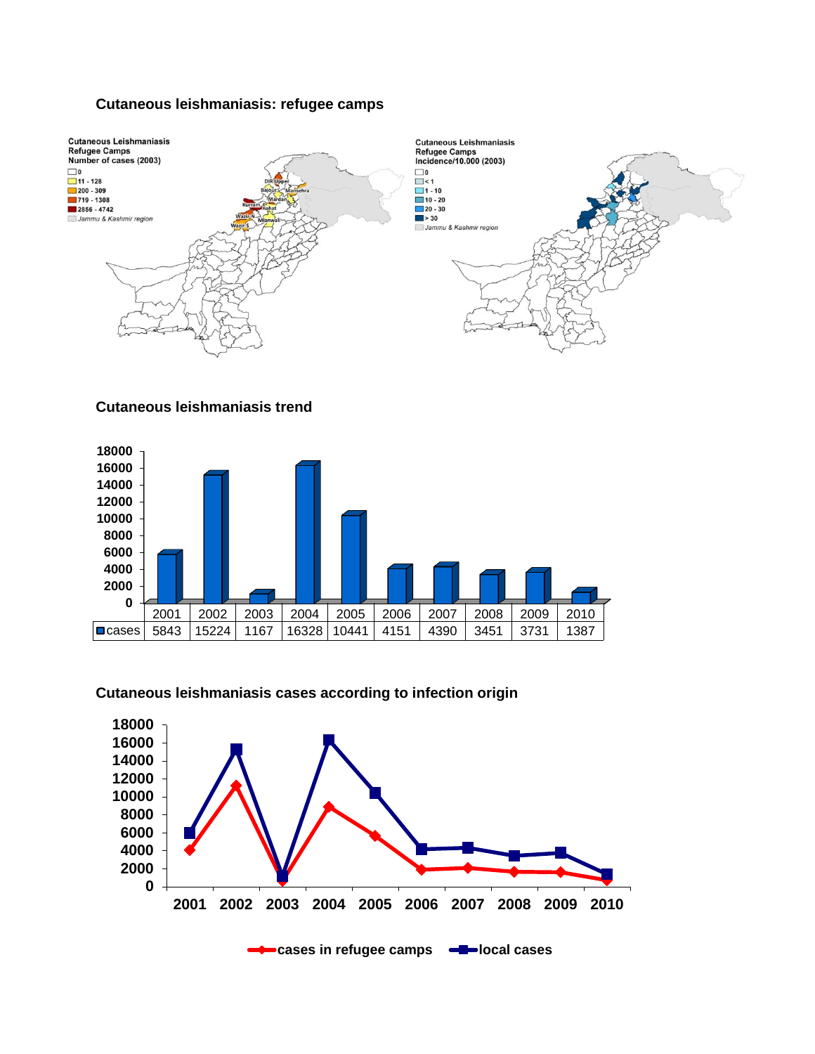### Cutaneous leishmaniasis: refugee camps

**Cutaneous Leishmaniasis Refugee Camps Number of cases (2003)**

- 0
- 11 - 128
- 200 - 309
- 719 - 1308
- 2856 - 4742
- *Jammu & Kashmir region*

Dir Upper, Bajour, Mansehra, Mardan, Kurram, Kohat, Wazir N, Mianwali, Wazir S

**Cutaneous Leishmaniasis Refugee Camps Incidence/10.000 (2003)**

- 0
- < 1
- 1 - 10
- 10 - 20
- 20 - 30
- > 30
- *Jammu & Kashmir region*

### Cutaneous leishmaniasis trend

| | 2001 | 2002 | 2003 | 2004 | 2005 | 2006 | 2007 | 2008 | 2009 | 2010 |
|---|---|---|---|---|---|---|---|---|---|---|
| cases | 5843 | 15224 | 1167 | 16328 | 10441 | 4151 | 4390 | 3451 | 3731 | 1387 |

### Cutaneous leishmaniasis cases according to infection origin

Legend: cases in refugee camps; local cases

Years: 2001, 2002, 2003, 2004, 2005, 2006, 2007, 2008, 2009, 2010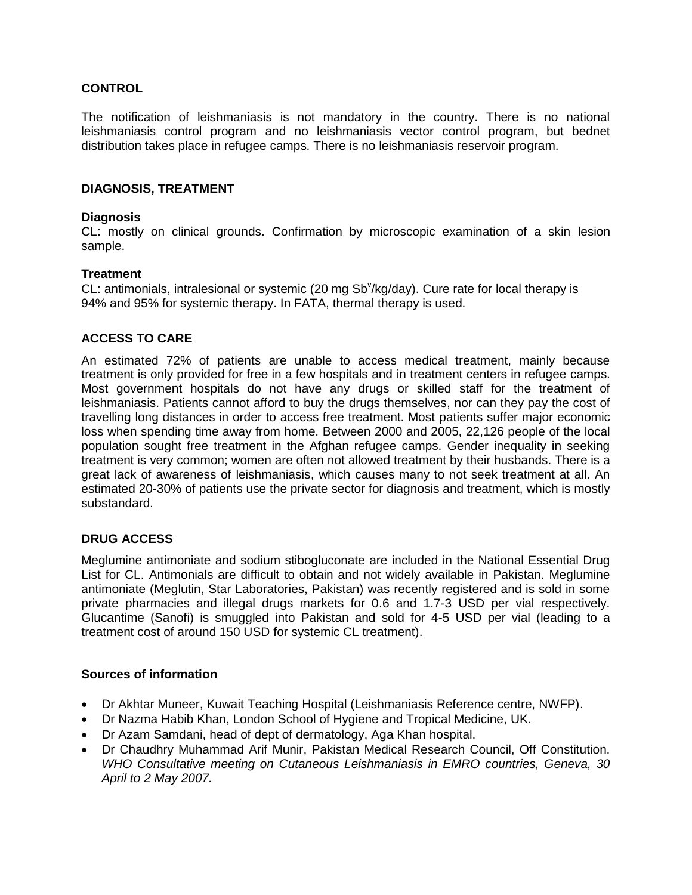## CONTROL

The notification of leishmaniasis is not mandatory in the country. There is no national leishmaniasis control program and no leishmaniasis vector control program, but bednet distribution takes place in refugee camps. There is no leishmaniasis reservoir program.

## DIAGNOSIS, TREATMENT

### Diagnosis

CL: mostly on clinical grounds. Confirmation by microscopic examination of a skin lesion sample.

### Treatment

CL: antimonials, intralesional or systemic (20 mg $Sb^{v}$/kg/day). Cure rate for local therapy is 94% and 95% for systemic therapy. In FATA, thermal therapy is used.

## ACCESS TO CARE

An estimated 72% of patients are unable to access medical treatment, mainly because treatment is only provided for free in a few hospitals and in treatment centers in refugee camps. Most government hospitals do not have any drugs or skilled staff for the treatment of leishmaniasis. Patients cannot afford to buy the drugs themselves, nor can they pay the cost of travelling long distances in order to access free treatment. Most patients suffer major economic loss when spending time away from home. Between 2000 and 2005, 22,126 people of the local population sought free treatment in the Afghan refugee camps. Gender inequality in seeking treatment is very common; women are often not allowed treatment by their husbands. There is a great lack of awareness of leishmaniasis, which causes many to not seek treatment at all. An estimated 20-30% of patients use the private sector for diagnosis and treatment, which is mostly substandard.

## DRUG ACCESS

Meglumine antimoniate and sodium stibogluconate are included in the National Essential Drug List for CL. Antimonials are difficult to obtain and not widely available in Pakistan. Meglumine antimoniate (Meglutin, Star Laboratories, Pakistan) was recently registered and is sold in some private pharmacies and illegal drugs markets for 0.6 and 1.7-3 USD per vial respectively. Glucantime (Sanofi) is smuggled into Pakistan and sold for 4-5 USD per vial (leading to a treatment cost of around 150 USD for systemic CL treatment).

### Sources of information

- Dr Akhtar Muneer, Kuwait Teaching Hospital (Leishmaniasis Reference centre, NWFP).
- Dr Nazma Habib Khan, London School of Hygiene and Tropical Medicine, UK.
- Dr Azam Samdani, head of dept of dermatology, Aga Khan hospital.
- Dr Chaudhry Muhammad Arif Munir, Pakistan Medical Research Council, Off Constitution. *WHO Consultative meeting on Cutaneous Leishmaniasis in EMRO countries, Geneva, 30 April to 2 May 2007.*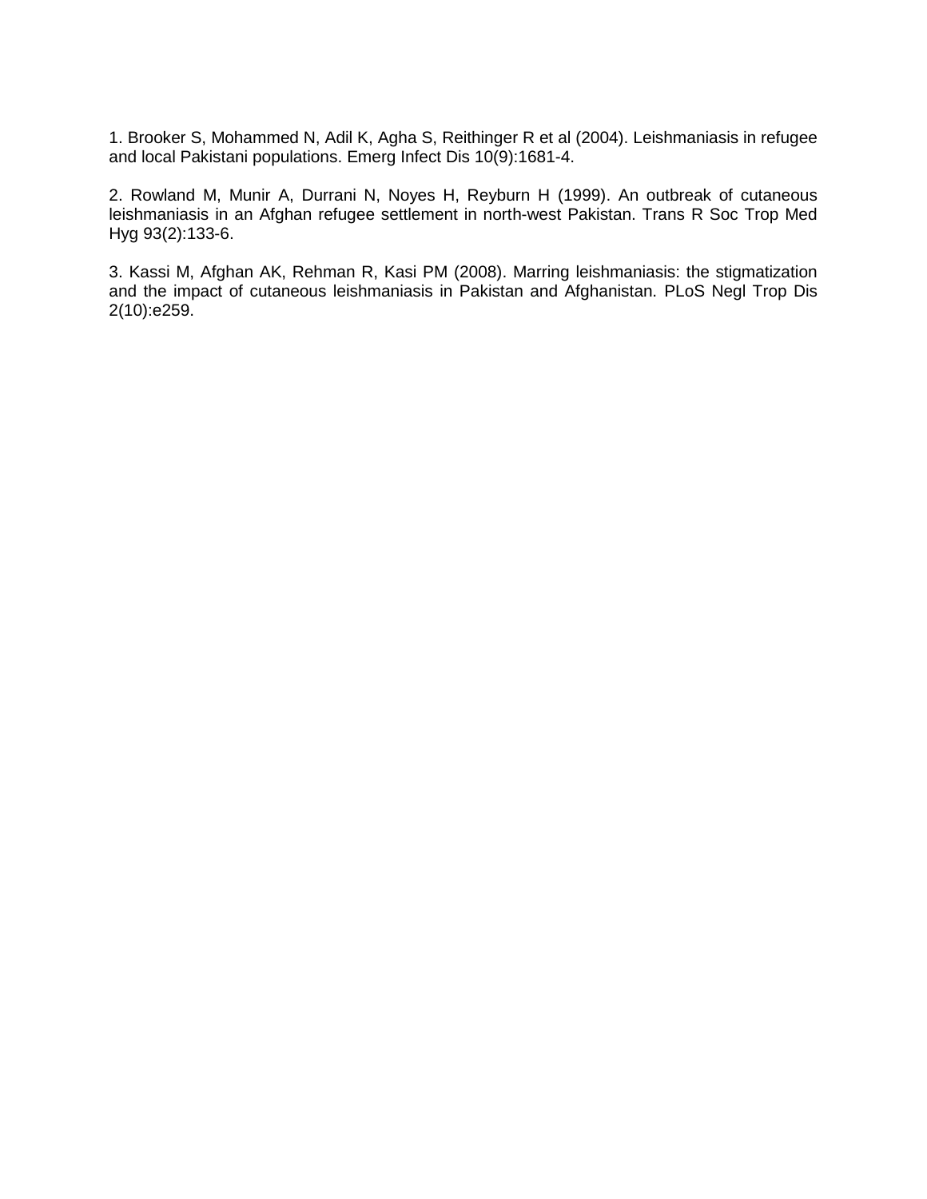1. Brooker S, Mohammed N, Adil K, Agha S, Reithinger R et al (2004). Leishmaniasis in refugee and local Pakistani populations. Emerg Infect Dis 10(9):1681-4.

2. Rowland M, Munir A, Durrani N, Noyes H, Reyburn H (1999). An outbreak of cutaneous leishmaniasis in an Afghan refugee settlement in north-west Pakistan. Trans R Soc Trop Med Hyg 93(2):133-6.

3. Kassi M, Afghan AK, Rehman R, Kasi PM (2008). Marring leishmaniasis: the stigmatization and the impact of cutaneous leishmaniasis in Pakistan and Afghanistan. PLoS Negl Trop Dis 2(10):e259.